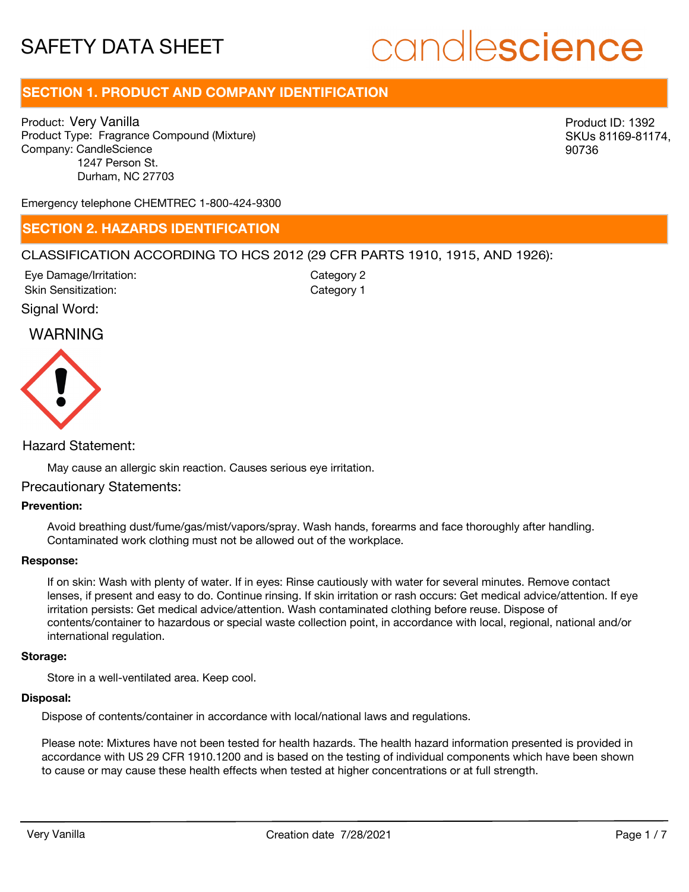# SAFETY DATA SHEET

candlescience

## SECTION 1. PRODUCT AND COMPANY IDENTIFICATION

Product: Very Vanilla
Product Type: Fragrance Compound (Mixture)
Company: CandleScience
1247 Person St.
Durham, NC 27703

Product ID: 1392
SKUs 81169-81174, 90736

Emergency telephone CHEMTREC 1-800-424-9300

## SECTION 2. HAZARDS IDENTIFICATION

CLASSIFICATION ACCORDING TO HCS 2012 (29 CFR PARTS 1910, 1915, AND 1926):

| | |
|---|---|
| Eye Damage/Irritation: | Category 2 |
| Skin Sensitization: | Category 1 |

Signal Word:

WARNING

Hazard Statement:

May cause an allergic skin reaction. Causes serious eye irritation.

Precautionary Statements:

**Prevention:**

Avoid breathing dust/fume/gas/mist/vapors/spray. Wash hands, forearms and face thoroughly after handling. Contaminated work clothing must not be allowed out of the workplace.

**Response:**

If on skin: Wash with plenty of water. If in eyes: Rinse cautiously with water for several minutes. Remove contact lenses, if present and easy to do. Continue rinsing. If skin irritation or rash occurs: Get medical advice/attention. If eye irritation persists: Get medical advice/attention. Wash contaminated clothing before reuse. Dispose of contents/container to hazardous or special waste collection point, in accordance with local, regional, national and/or international regulation.

**Storage:**

Store in a well-ventilated area. Keep cool.

**Disposal:**

Dispose of contents/container in accordance with local/national laws and regulations.

Please note: Mixtures have not been tested for health hazards. The health hazard information presented is provided in accordance with US 29 CFR 1910.1200 and is based on the testing of individual components which have been shown to cause or may cause these health effects when tested at higher concentrations or at full strength.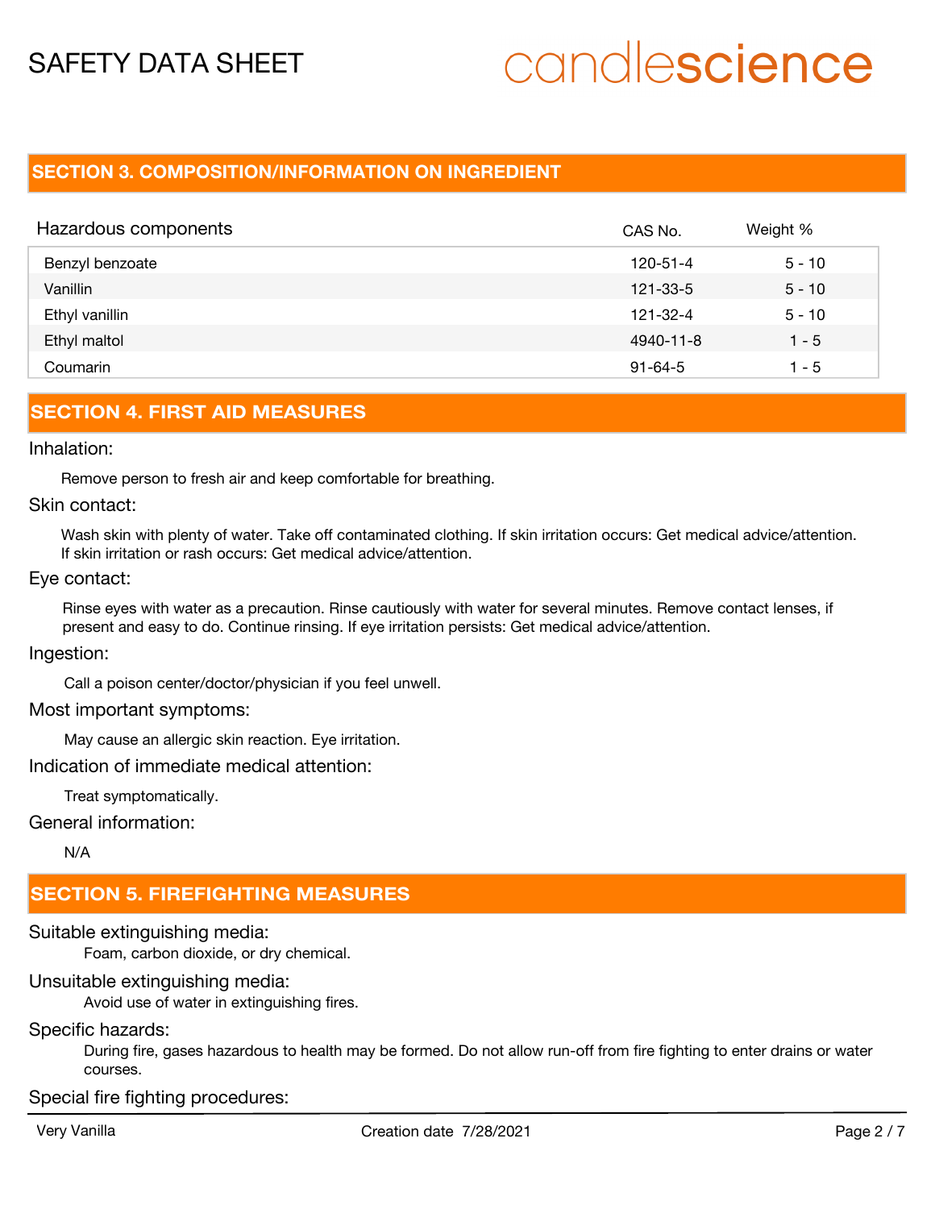## SECTION 3. COMPOSITION/INFORMATION ON INGREDIENT

| Hazardous components | CAS No. | Weight % |
|---|---|---|
| Benzyl benzoate | 120-51-4 | 5 - 10 |
| Vanillin | 121-33-5 | 5 - 10 |
| Ethyl vanillin | 121-32-4 | 5 - 10 |
| Ethyl maltol | 4940-11-8 | 1 - 5 |
| Coumarin | 91-64-5 | 1 - 5 |

## SECTION 4. FIRST AID MEASURES

### Inhalation:

Remove person to fresh air and keep comfortable for breathing.

### Skin contact:

Wash skin with plenty of water. Take off contaminated clothing. If skin irritation occurs: Get medical advice/attention. If skin irritation or rash occurs: Get medical advice/attention.

### Eye contact:

Rinse eyes with water as a precaution. Rinse cautiously with water for several minutes. Remove contact lenses, if present and easy to do. Continue rinsing. If eye irritation persists: Get medical advice/attention.

### Ingestion:

Call a poison center/doctor/physician if you feel unwell.

### Most important symptoms:

May cause an allergic skin reaction. Eye irritation.

### Indication of immediate medical attention:

Treat symptomatically.

### General information:

N/A

## SECTION 5. FIREFIGHTING MEASURES

### Suitable extinguishing media:

Foam, carbon dioxide, or dry chemical.

### Unsuitable extinguishing media:

Avoid use of water in extinguishing fires.

### Specific hazards:

During fire, gases hazardous to health may be formed. Do not allow run-off from fire fighting to enter drains or water courses.

### Special fire fighting procedures: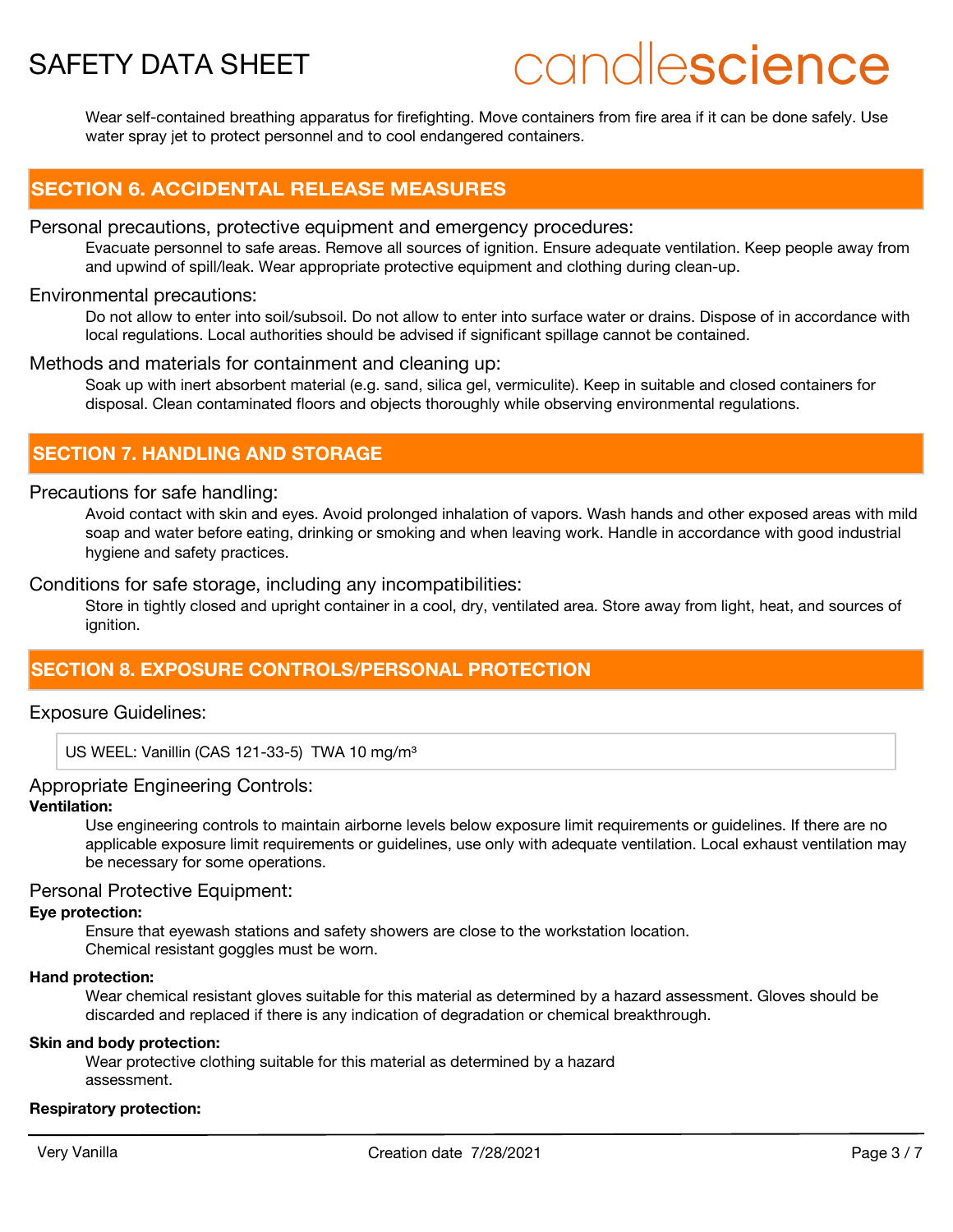Wear self-contained breathing apparatus for firefighting. Move containers from fire area if it can be done safely. Use water spray jet to protect personnel and to cool endangered containers.

## SECTION 6. ACCIDENTAL RELEASE MEASURES

### Personal precautions, protective equipment and emergency procedures:

Evacuate personnel to safe areas. Remove all sources of ignition. Ensure adequate ventilation. Keep people away from and upwind of spill/leak. Wear appropriate protective equipment and clothing during clean-up.

### Environmental precautions:

Do not allow to enter into soil/subsoil. Do not allow to enter into surface water or drains. Dispose of in accordance with local regulations. Local authorities should be advised if significant spillage cannot be contained.

### Methods and materials for containment and cleaning up:

Soak up with inert absorbent material (e.g. sand, silica gel, vermiculite). Keep in suitable and closed containers for disposal. Clean contaminated floors and objects thoroughly while observing environmental regulations.

## SECTION 7. HANDLING AND STORAGE

### Precautions for safe handling:

Avoid contact with skin and eyes. Avoid prolonged inhalation of vapors. Wash hands and other exposed areas with mild soap and water before eating, drinking or smoking and when leaving work. Handle in accordance with good industrial hygiene and safety practices.

### Conditions for safe storage, including any incompatibilities:

Store in tightly closed and upright container in a cool, dry, ventilated area. Store away from light, heat, and sources of ignition.

## SECTION 8. EXPOSURE CONTROLS/PERSONAL PROTECTION

### Exposure Guidelines:

US WEEL: Vanillin (CAS 121-33-5) TWA 10 mg/m³

### Appropriate Engineering Controls:

**Ventilation:**

Use engineering controls to maintain airborne levels below exposure limit requirements or guidelines. If there are no applicable exposure limit requirements or guidelines, use only with adequate ventilation. Local exhaust ventilation may be necessary for some operations.

### Personal Protective Equipment:

**Eye protection:**

Ensure that eyewash stations and safety showers are close to the workstation location.
Chemical resistant goggles must be worn.

**Hand protection:**

Wear chemical resistant gloves suitable for this material as determined by a hazard assessment. Gloves should be discarded and replaced if there is any indication of degradation or chemical breakthrough.

**Skin and body protection:**

Wear protective clothing suitable for this material as determined by a hazard assessment.

**Respiratory protection:**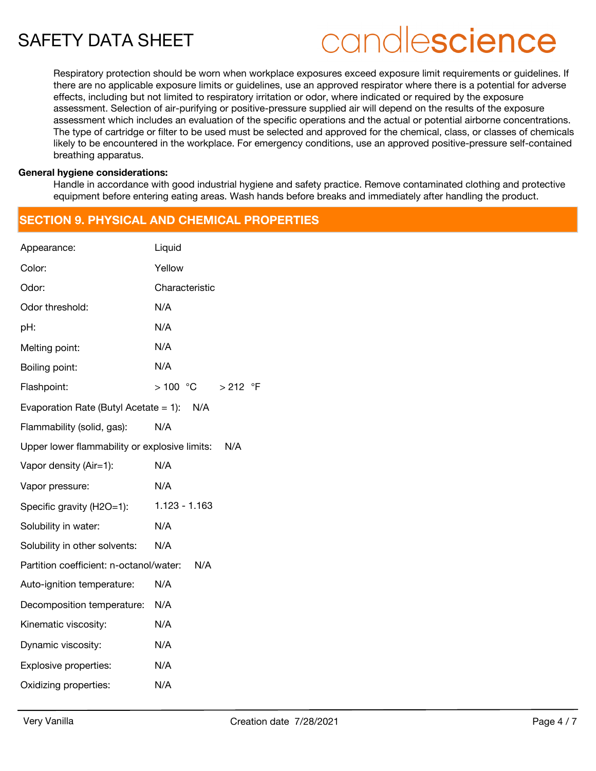Respiratory protection should be worn when workplace exposures exceed exposure limit requirements or guidelines. If there are no applicable exposure limits or guidelines, use an approved respirator where there is a potential for adverse effects, including but not limited to respiratory irritation or odor, where indicated or required by the exposure assessment. Selection of air-purifying or positive-pressure supplied air will depend on the results of the exposure assessment which includes an evaluation of the specific operations and the actual or potential airborne concentrations. The type of cartridge or filter to be used must be selected and approved for the chemical, class, or classes of chemicals likely to be encountered in the workplace. For emergency conditions, use an approved positive-pressure self-contained breathing apparatus.

**General hygiene considerations:**

Handle in accordance with good industrial hygiene and safety practice. Remove contaminated clothing and protective equipment before entering eating areas. Wash hands before breaks and immediately after handling the product.

## SECTION 9. PHYSICAL AND CHEMICAL PROPERTIES

| Property | Value |
|---|---|
| Appearance: | Liquid |
| Color: | Yellow |
| Odor: | Characteristic |
| Odor threshold: | N/A |
| pH: | N/A |
| Melting point: | N/A |
| Boiling point: | N/A |
| Flashpoint: | > 100 °C    > 212 °F |
| Evaporation Rate (Butyl Acetate = 1): | N/A |
| Flammability (solid, gas): | N/A |
| Upper lower flammability or explosive limits: | N/A |
| Vapor density (Air=1): | N/A |
| Vapor pressure: | N/A |
| Specific gravity (H2O=1): | 1.123 - 1.163 |
| Solubility in water: | N/A |
| Solubility in other solvents: | N/A |
| Partition coefficient: n-octanol/water: | N/A |
| Auto-ignition temperature: | N/A |
| Decomposition temperature: | N/A |
| Kinematic viscosity: | N/A |
| Dynamic viscosity: | N/A |
| Explosive properties: | N/A |
| Oxidizing properties: | N/A |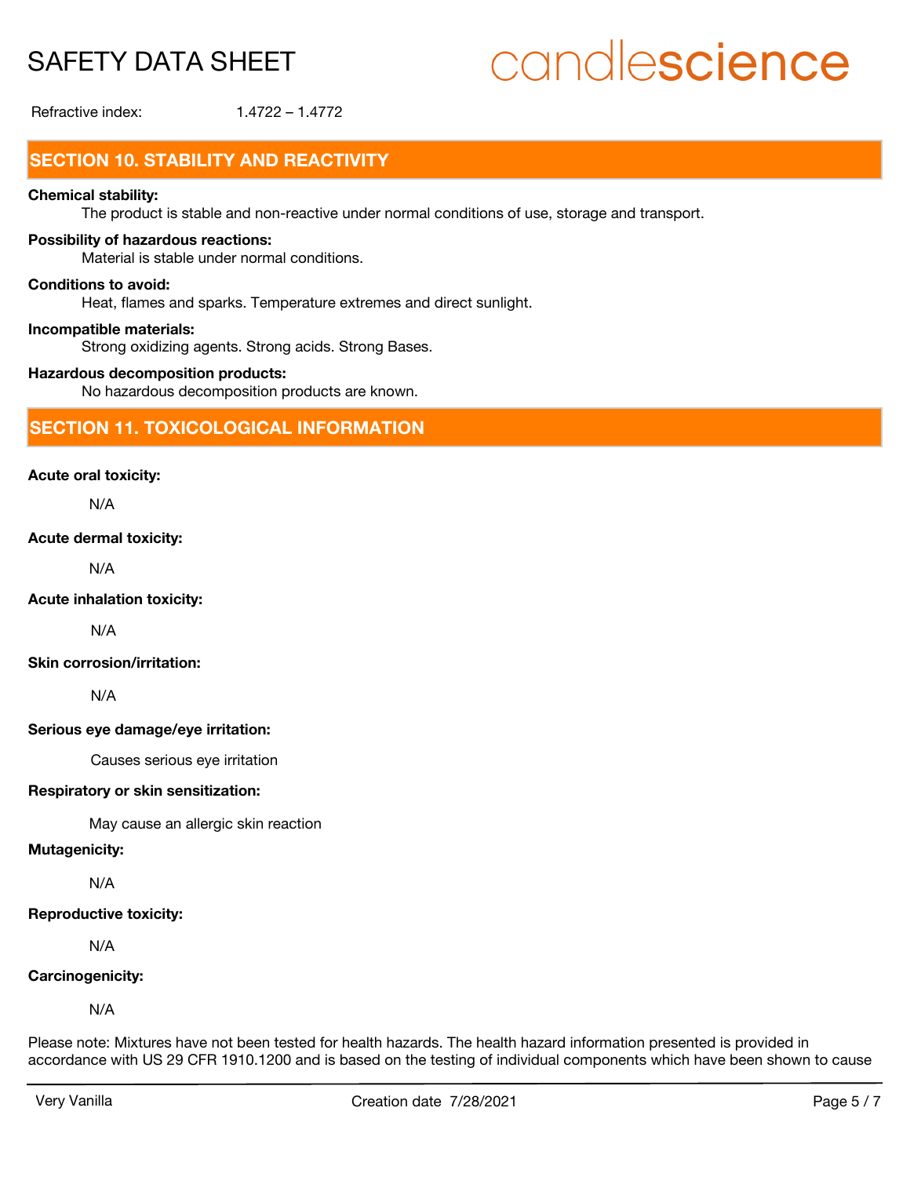Refractive index: 1.4722 – 1.4772

## SECTION 10. STABILITY AND REACTIVITY

**Chemical stability:**

The product is stable and non-reactive under normal conditions of use, storage and transport.

**Possibility of hazardous reactions:**

Material is stable under normal conditions.

**Conditions to avoid:**

Heat, flames and sparks. Temperature extremes and direct sunlight.

**Incompatible materials:**

Strong oxidizing agents. Strong acids. Strong Bases.

**Hazardous decomposition products:**

No hazardous decomposition products are known.

## SECTION 11. TOXICOLOGICAL INFORMATION

**Acute oral toxicity:**

N/A

**Acute dermal toxicity:**

N/A

**Acute inhalation toxicity:**

N/A

**Skin corrosion/irritation:**

N/A

**Serious eye damage/eye irritation:**

Causes serious eye irritation

**Respiratory or skin sensitization:**

May cause an allergic skin reaction

**Mutagenicity:**

N/A

**Reproductive toxicity:**

N/A

**Carcinogenicity:**

N/A

Please note: Mixtures have not been tested for health hazards. The health hazard information presented is provided in accordance with US 29 CFR 1910.1200 and is based on the testing of individual components which have been shown to cause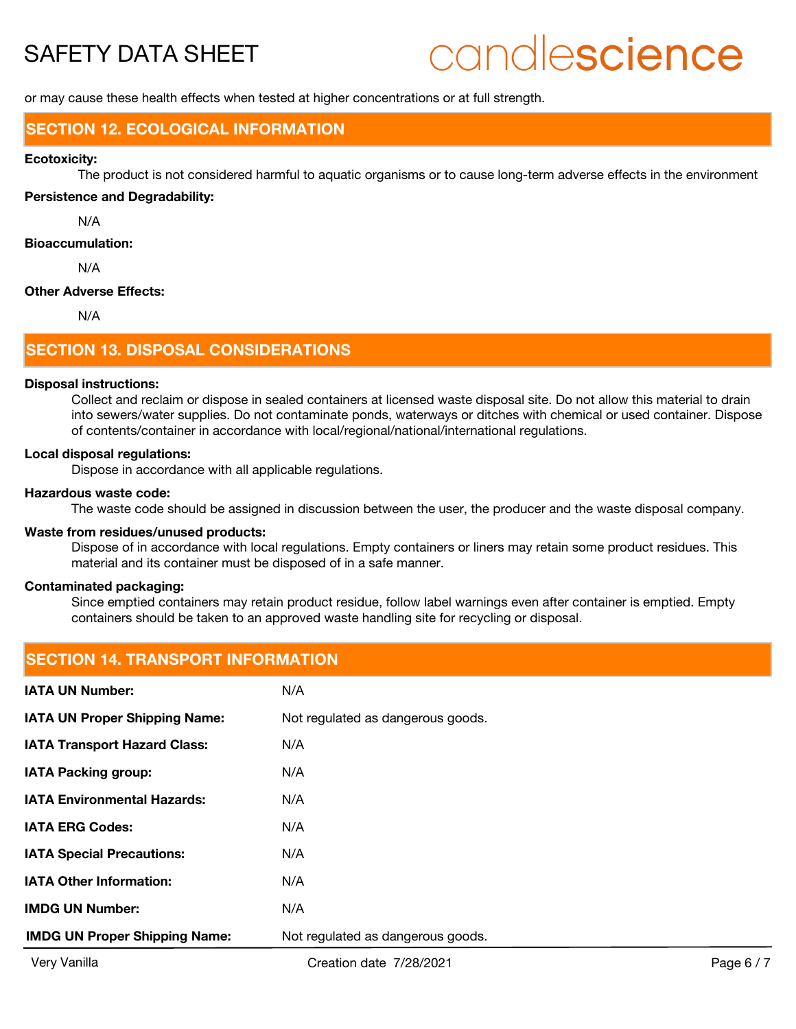or may cause these health effects when tested at higher concentrations or at full strength.

## SECTION 12. ECOLOGICAL INFORMATION

**Ecotoxicity:**

The product is not considered harmful to aquatic organisms or to cause long-term adverse effects in the environment

**Persistence and Degradability:**

N/A

**Bioaccumulation:**

N/A

**Other Adverse Effects:**

N/A

## SECTION 13. DISPOSAL CONSIDERATIONS

**Disposal instructions:**

Collect and reclaim or dispose in sealed containers at licensed waste disposal site. Do not allow this material to drain into sewers/water supplies. Do not contaminate ponds, waterways or ditches with chemical or used container. Dispose of contents/container in accordance with local/regional/national/international regulations.

**Local disposal regulations:**

Dispose in accordance with all applicable regulations.

**Hazardous waste code:**

The waste code should be assigned in discussion between the user, the producer and the waste disposal company.

**Waste from residues/unused products:**

Dispose of in accordance with local regulations. Empty containers or liners may retain some product residues. This material and its container must be disposed of in a safe manner.

**Contaminated packaging:**

Since emptied containers may retain product residue, follow label warnings even after container is emptied. Empty containers should be taken to an approved waste handling site for recycling or disposal.

## SECTION 14. TRANSPORT INFORMATION

| | |
|---|---|
| **IATA UN Number:** | N/A |
| **IATA UN Proper Shipping Name:** | Not regulated as dangerous goods. |
| **IATA Transport Hazard Class:** | N/A |
| **IATA Packing group:** | N/A |
| **IATA Environmental Hazards:** | N/A |
| **IATA ERG Codes:** | N/A |
| **IATA Special Precautions:** | N/A |
| **IATA Other Information:** | N/A |
| **IMDG UN Number:** | N/A |
| **IMDG UN Proper Shipping Name:** | Not regulated as dangerous goods. |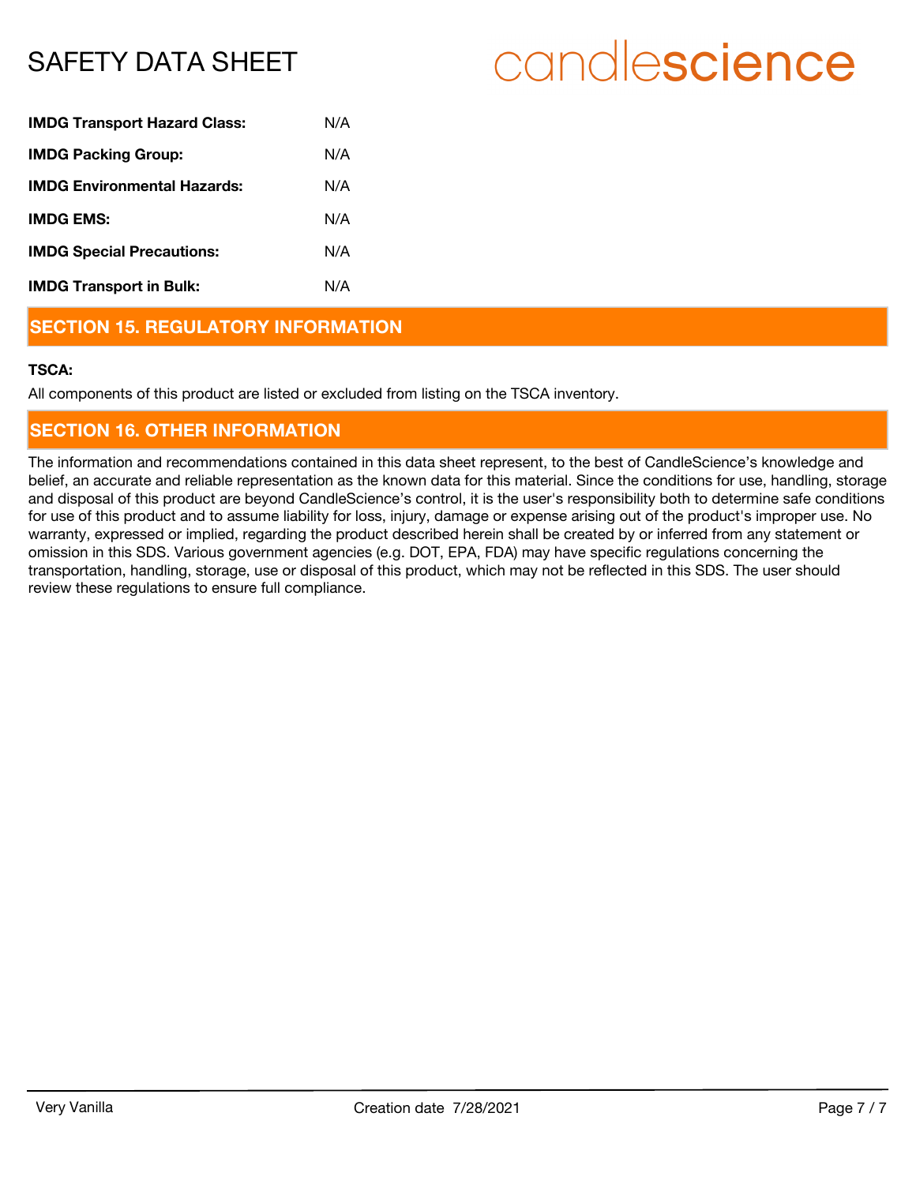| | |
|---|---|
| **IMDG Transport Hazard Class:** | N/A |
| **IMDG Packing Group:** | N/A |
| **IMDG Environmental Hazards:** | N/A |
| **IMDG EMS:** | N/A |
| **IMDG Special Precautions:** | N/A |
| **IMDG Transport in Bulk:** | N/A |

## SECTION 15. REGULATORY INFORMATION

**TSCA:**

All components of this product are listed or excluded from listing on the TSCA inventory.

## SECTION 16. OTHER INFORMATION

The information and recommendations contained in this data sheet represent, to the best of CandleScience's knowledge and belief, an accurate and reliable representation as the known data for this material. Since the conditions for use, handling, storage and disposal of this product are beyond CandleScience's control, it is the user's responsibility both to determine safe conditions for use of this product and to assume liability for loss, injury, damage or expense arising out of the product's improper use. No warranty, expressed or implied, regarding the product described herein shall be created by or inferred from any statement or omission in this SDS. Various government agencies (e.g. DOT, EPA, FDA) may have specific regulations concerning the transportation, handling, storage, use or disposal of this product, which may not be reflected in this SDS. The user should review these regulations to ensure full compliance.